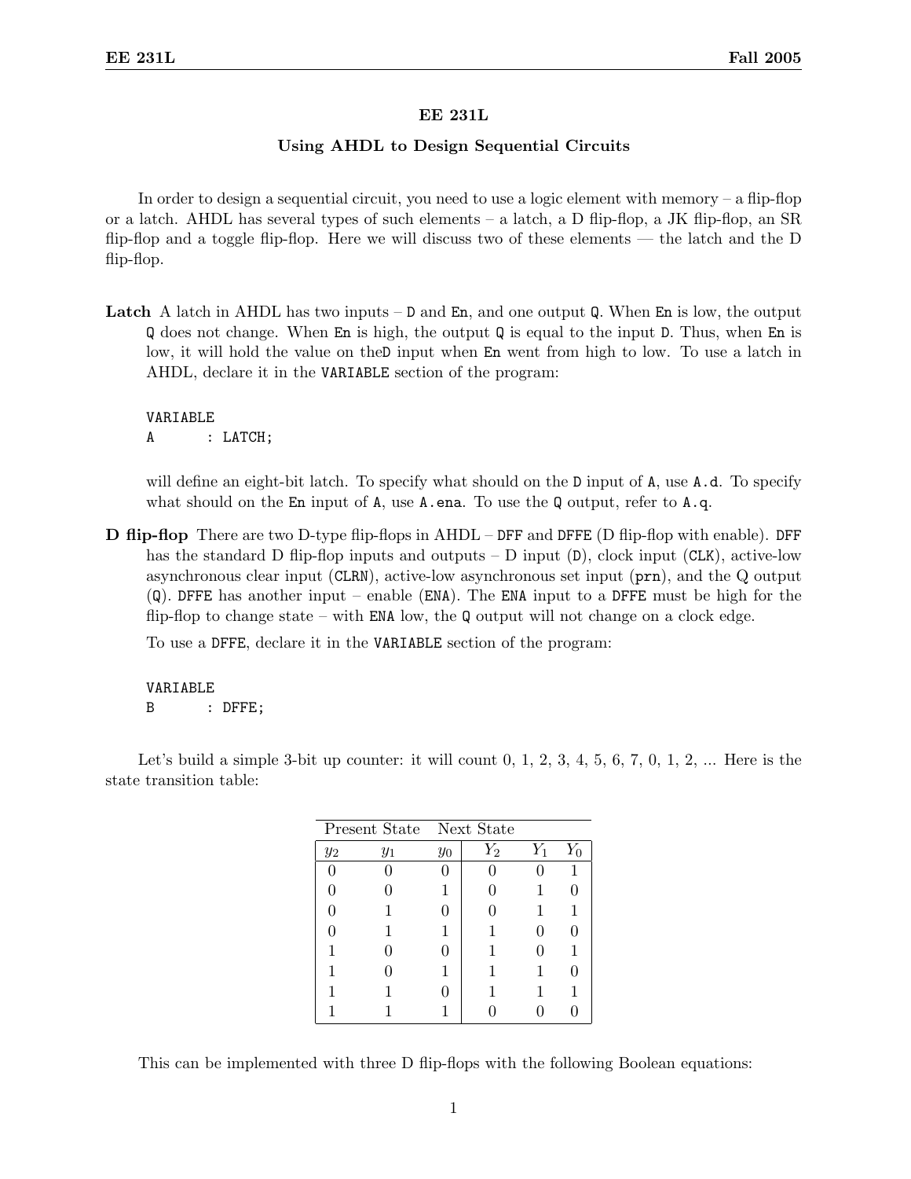## EE 231L

### Using AHDL to Design Sequential Circuits

In order to design a sequential circuit, you need to use a logic element with memory – a flip-flop or a latch. AHDL has several types of such elements – a latch, a D flip-flop, a JK flip-flop, an SR flip-flop and a toggle flip-flop. Here we will discuss two of these elements — the latch and the D flip-flop.

**Latch** A latch in AHDL has two inputs – `D` and `En`, and one output `Q`. When `En` is low, the output `Q` does not change. When `En` is high, the output `Q` is equal to the input `D`. Thus, when `En` is low, it will hold the value on the`D` input when `En` went from high to low. To use a latch in AHDL, declare it in the `VARIABLE` section of the program:

```
VARIABLE
A       : LATCH;
```

will define an eight-bit latch. To specify what should on the `D` input of `A`, use `A.d`. To specify what should on the `En` input of `A`, use `A.ena`. To use the `Q` output, refer to `A.q`.

**D flip-flop** There are two D-type flip-flops in AHDL – `DFF` and `DFFE` (D flip-flop with enable). `DFF` has the standard D flip-flop inputs and outputs – D input (`D`), clock input (`CLK`), active-low asynchronous clear input (`CLRN`), active-low asynchronous set input (`prn`), and the Q output (`Q`). `DFFE` has another input – enable (`ENA`). The `ENA` input to a `DFFE` must be high for the flip-flop to change state – with `ENA` low, the `Q` output will not change on a clock edge.

To use a `DFFE`, declare it in the `VARIABLE` section of the program:

```
VARIABLE
B       : DFFE;
```

Let's build a simple 3-bit up counter: it will count 0, 1, 2, 3, 4, 5, 6, 7, 0, 1, 2, ... Here is the state transition table:

| Present State | | | Next State | | |
|---|---|---|---|---|---|
| $y_2$ | $y_1$ | $y_0$ | $Y_2$ | $Y_1$ | $Y_0$ |
| 0 | 0 | 0 | 0 | 0 | 1 |
| 0 | 0 | 1 | 0 | 1 | 0 |
| 0 | 1 | 0 | 0 | 1 | 1 |
| 0 | 1 | 1 | 1 | 0 | 0 |
| 1 | 0 | 0 | 1 | 0 | 1 |
| 1 | 0 | 1 | 1 | 1 | 0 |
| 1 | 1 | 0 | 1 | 1 | 1 |
| 1 | 1 | 1 | 0 | 0 | 0 |

This can be implemented with three D flip-flops with the following Boolean equations: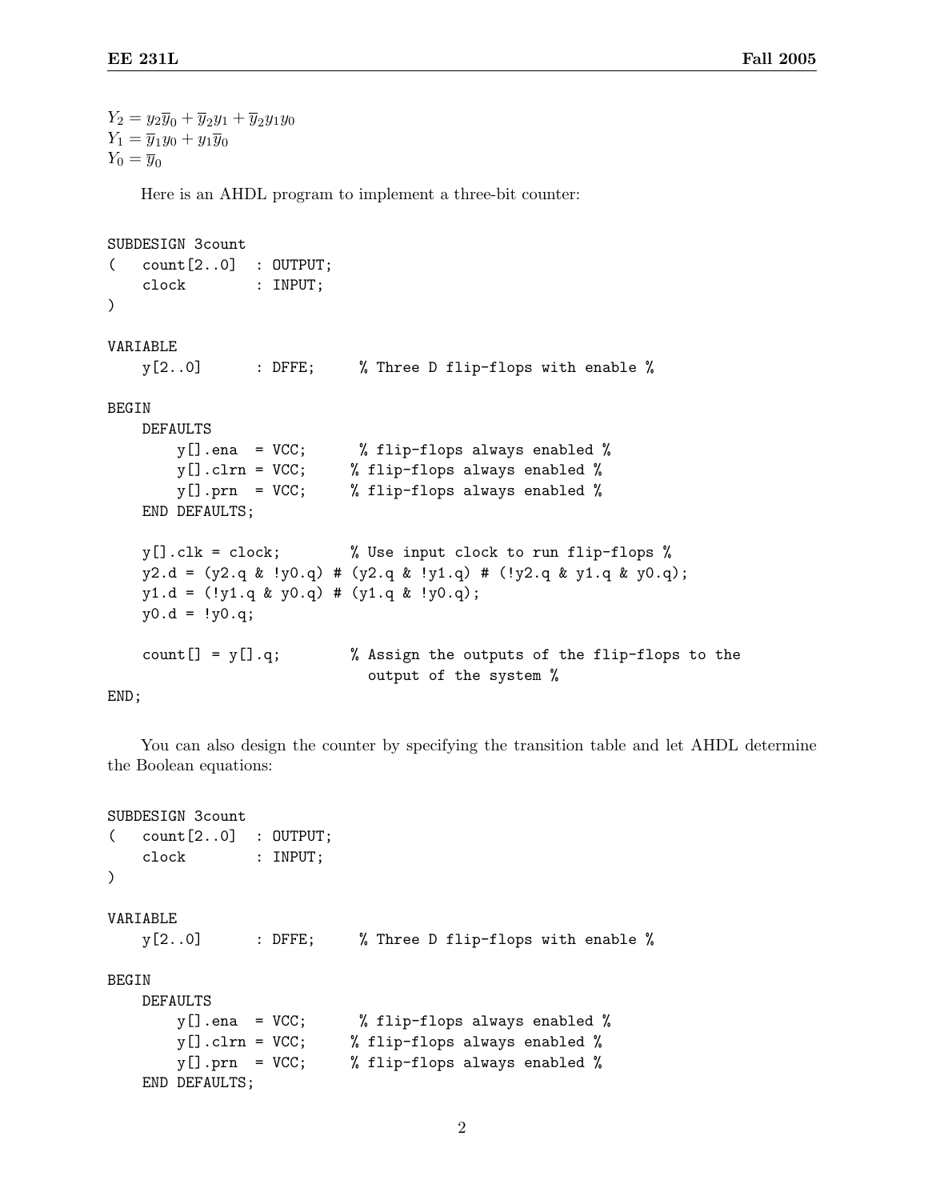$Y_2 = y_2\overline{y}_0 + \overline{y}_2 y_1 + \overline{y}_2 y_1 y_0$
$Y_1 = \overline{y}_1 y_0 + y_1\overline{y}_0$
$Y_0 = \overline{y}_0$

Here is an AHDL program to implement a three-bit counter:

```
SUBDESIGN 3count
(   count[2..0]  : OUTPUT;
    clock        : INPUT;
)

VARIABLE
    y[2..0]      : DFFE;     % Three D flip-flops with enable %

BEGIN
    DEFAULTS
        y[].ena  = VCC;      % flip-flops always enabled %
        y[].clrn = VCC;     % flip-flops always enabled %
        y[].prn  = VCC;     % flip-flops always enabled %
    END DEFAULTS;

    y[].clk = clock;        % Use input clock to run flip-flops %
    y2.d = (y2.q & !y0.q) # (y2.q & !y1.q) # (!y2.q & y1.q & y0.q);
    y1.d = (!y1.q & y0.q) # (y1.q & !y0.q);
    y0.d = !y0.q;

    count[] = y[].q;        % Assign the outputs of the flip-flops to the
                              output of the system %
END;
```

You can also design the counter by specifying the transition table and let AHDL determine the Boolean equations:

```
SUBDESIGN 3count
(   count[2..0]  : OUTPUT;
    clock        : INPUT;
)

VARIABLE
    y[2..0]      : DFFE;     % Three D flip-flops with enable %

BEGIN
    DEFAULTS
        y[].ena  = VCC;      % flip-flops always enabled %
        y[].clrn = VCC;     % flip-flops always enabled %
        y[].prn  = VCC;     % flip-flops always enabled %
    END DEFAULTS;
```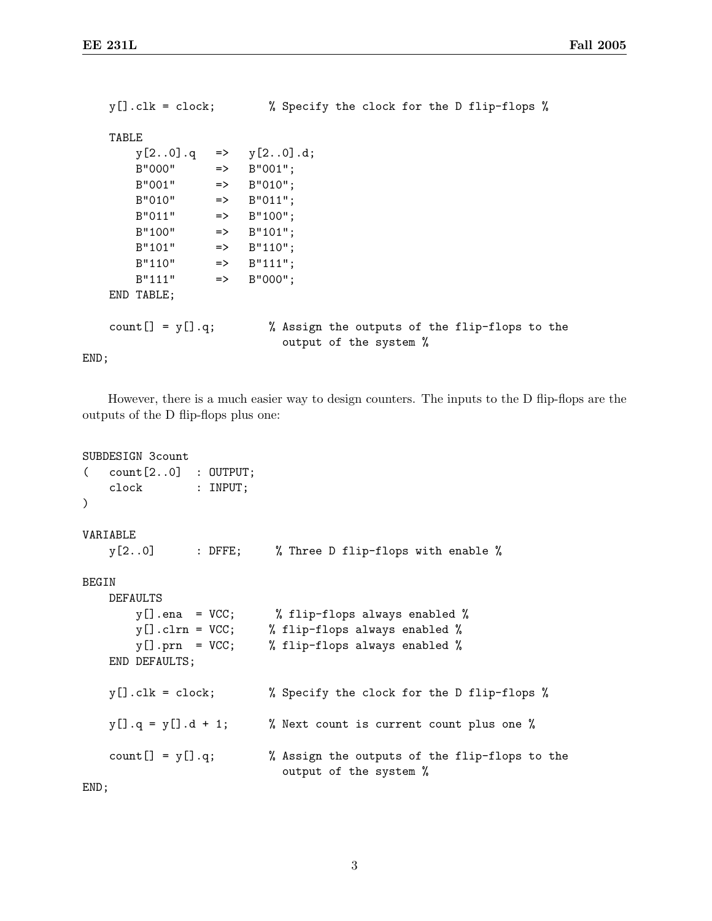```
    y[].clk = clock;        % Specify the clock for the D flip-flops %

    TABLE
        y[2..0].q   =>   y[2..0].d;
        B"000"      =>   B"001";
        B"001"      =>   B"010";
        B"010"      =>   B"011";
        B"011"      =>   B"100";
        B"100"      =>   B"101";
        B"101"      =>   B"110";
        B"110"      =>   B"111";
        B"111"      =>   B"000";
    END TABLE;

    count[] = y[].q;        % Assign the outputs of the flip-flops to the
                              output of the system %
END;
```

However, there is a much easier way to design counters. The inputs to the D flip-flops are the outputs of the D flip-flops plus one:

```
SUBDESIGN 3count
(   count[2..0]  : OUTPUT;
    clock        : INPUT;
)

VARIABLE
    y[2..0]      : DFFE;     % Three D flip-flops with enable %

BEGIN
    DEFAULTS
        y[].ena  = VCC;      % flip-flops always enabled %
        y[].clrn = VCC;     % flip-flops always enabled %
        y[].prn  = VCC;     % flip-flops always enabled %
    END DEFAULTS;

    y[].clk = clock;        % Specify the clock for the D flip-flops %

    y[].q = y[].d + 1;      % Next count is current count plus one %

    count[] = y[].q;        % Assign the outputs of the flip-flops to the
                              output of the system %
END;
```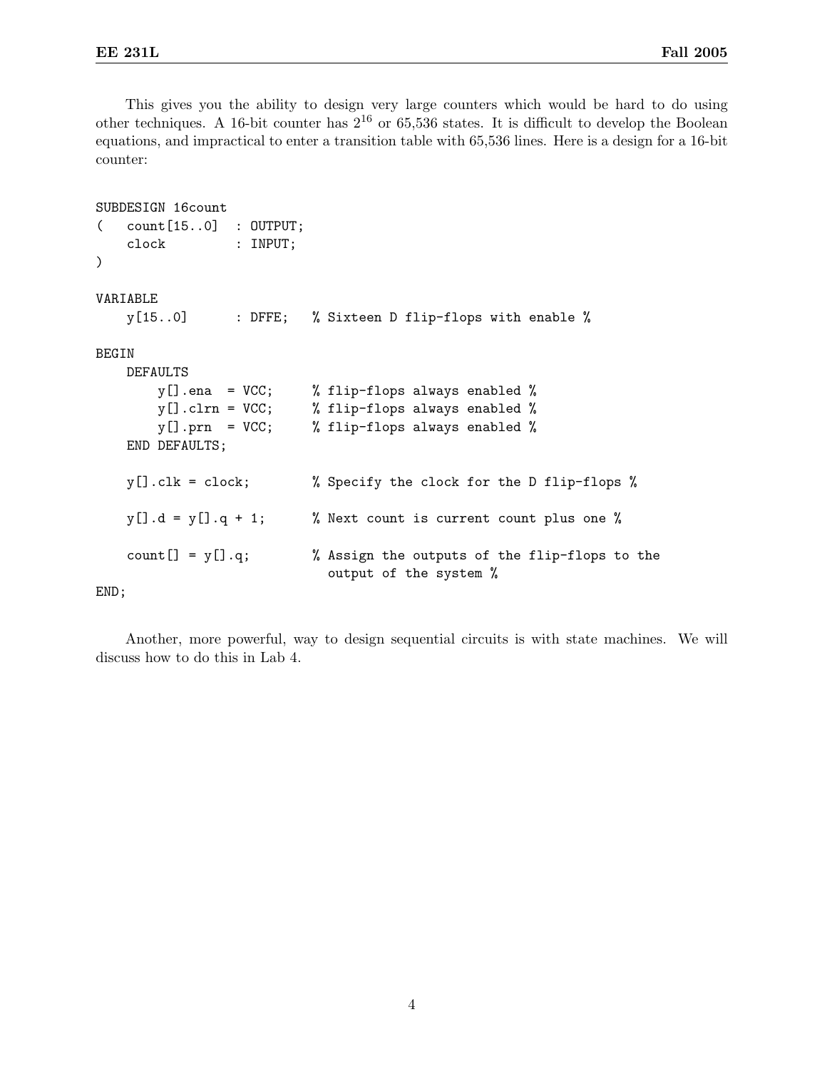This gives you the ability to design very large counters which would be hard to do using other techniques. A 16-bit counter has $2^{16}$ or 65,536 states. It is difficult to develop the Boolean equations, and impractical to enter a transition table with 65,536 lines. Here is a design for a 16-bit counter:

```
SUBDESIGN 16count
(   count[15..0]  : OUTPUT;
    clock         : INPUT;
)

VARIABLE
    y[15..0]      : DFFE;   % Sixteen D flip-flops with enable %

BEGIN
    DEFAULTS
        y[].ena  = VCC;     % flip-flops always enabled %
        y[].clrn = VCC;     % flip-flops always enabled %
        y[].prn  = VCC;     % flip-flops always enabled %
    END DEFAULTS;

    y[].clk = clock;        % Specify the clock for the D flip-flops %

    y[].d = y[].q + 1;      % Next count is current count plus one %

    count[] = y[].q;        % Assign the outputs of the flip-flops to the
                              output of the system %
END;
```

Another, more powerful, way to design sequential circuits is with state machines. We will discuss how to do this in Lab 4.